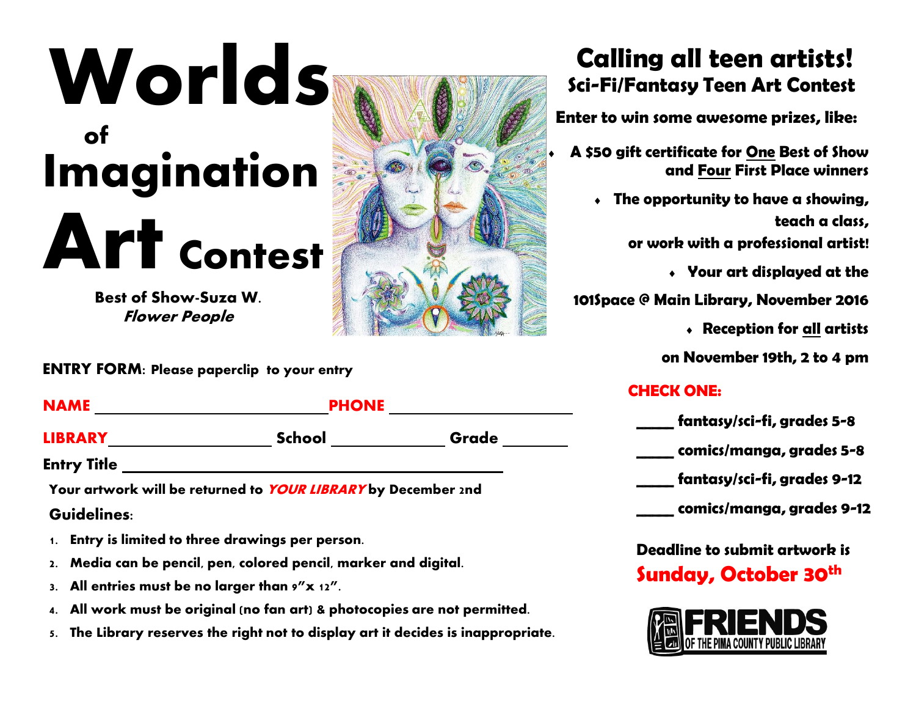# Worlds of Imagination Art Contest

**Best of Show-Suza W.**
***Flower People***

## Calling all teen artists!

### Sci-Fi/Fantasy Teen Art Contest

**Enter to win some awesome prizes, like:**

- **A $50 gift certificate for One Best of Show and Four First Place winners**
- **The opportunity to have a showing, teach a class, or work with a professional artist!**
- **Your art displayed at the 101Space @ Main Library, November 2016**
- **Reception for all artists on November 19th, 2 to 4 pm**

**ENTRY FORM**: **Please paperclip to your entry**

**NAME** ______________________ **PHONE** ______________________

**LIBRARY** ______________________ **School** ______________ **Grade** ________

**Entry Title** ____________________________________________

**Your artwork will be returned to *YOUR LIBRARY* by December 2nd**

**Guidelines**:

1. **Entry is limited to three drawings per person.**
2. **Media can be pencil, pen, colored pencil, marker and digital.**
3. **All entries must be no larger than 9"x 12".**
4. **All work must be original (no fan art) & photocopies are not permitted.**
5. **The Library reserves the right not to display art it decides is inappropriate.**

**CHECK ONE:**

_____ **fantasy/sci-fi, grades 5-8**

_____ **comics/manga, grades 5-8**

_____ **fantasy/sci-fi, grades 9-12**

_____ **comics/manga, grades 9-12**

**Deadline to submit artwork is**
**Sunday, October 30th**

FRIENDS OF THE PIMA COUNTY PUBLIC LIBRARY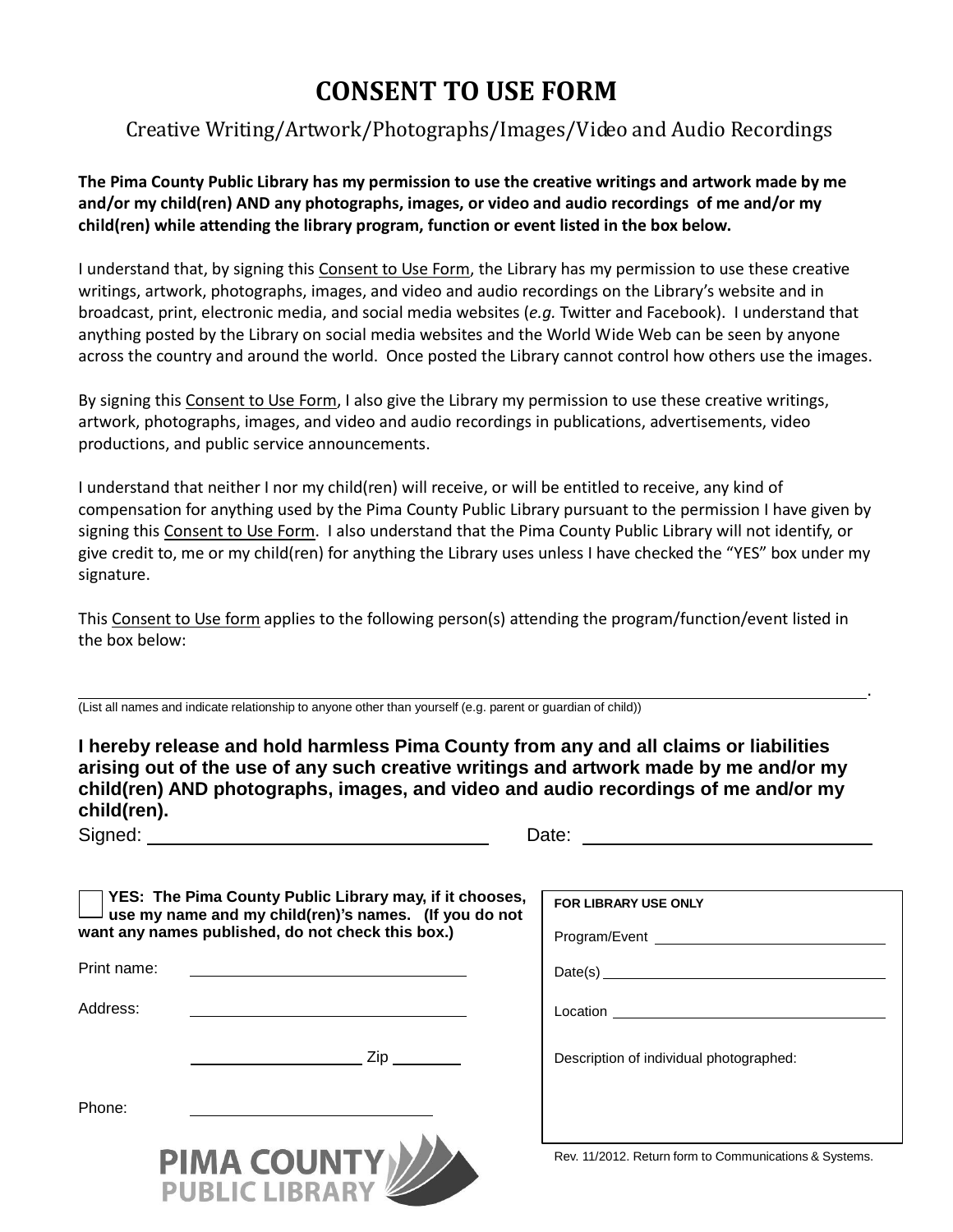# CONSENT TO USE FORM

Creative Writing/Artwork/Photographs/Images/Video and Audio Recordings

**The Pima County Public Library has my permission to use the creative writings and artwork made by me and/or my child(ren) AND any photographs, images, or video and audio recordings of me and/or my child(ren) while attending the library program, function or event listed in the box below.**

I understand that, by signing this Consent to Use Form, the Library has my permission to use these creative writings, artwork, photographs, images, and video and audio recordings on the Library's website and in broadcast, print, electronic media, and social media websites (*e.g.* Twitter and Facebook). I understand that anything posted by the Library on social media websites and the World Wide Web can be seen by anyone across the country and around the world. Once posted the Library cannot control how others use the images.

By signing this Consent to Use Form, I also give the Library my permission to use these creative writings, artwork, photographs, images, and video and audio recordings in publications, advertisements, video productions, and public service announcements.

I understand that neither I nor my child(ren) will receive, or will be entitled to receive, any kind of compensation for anything used by the Pima County Public Library pursuant to the permission I have given by signing this Consent to Use Form. I also understand that the Pima County Public Library will not identify, or give credit to, me or my child(ren) for anything the Library uses unless I have checked the "YES" box under my signature.

This Consent to Use form applies to the following person(s) attending the program/function/event listed in the box below:

______________________________________________________________________________.

(List all names and indicate relationship to anyone other than yourself (e.g. parent or guardian of child))

**I hereby release and hold harmless Pima County from any and all claims or liabilities arising out of the use of any such creative writings and artwork made by me and/or my child(ren) AND photographs, images, and video and audio recordings of me and/or my child(ren).**

Signed: ______________________________ Date: ______________________________

☐ **YES: The Pima County Public Library may, if it chooses, use my name and my child(ren)'s names. (If you do not want any names published, do not check this box.)**

Print name: ______________________________

Address: ______________________________

______________________ Zip ________

Phone: ______________________________

**FOR LIBRARY USE ONLY**

Program/Event ______________________________

Date(s) ______________________________

Location ______________________________

Description of individual photographed:

Rev. 11/2012. Return form to Communications & Systems.

PIMA COUNTY PUBLIC LIBRARY